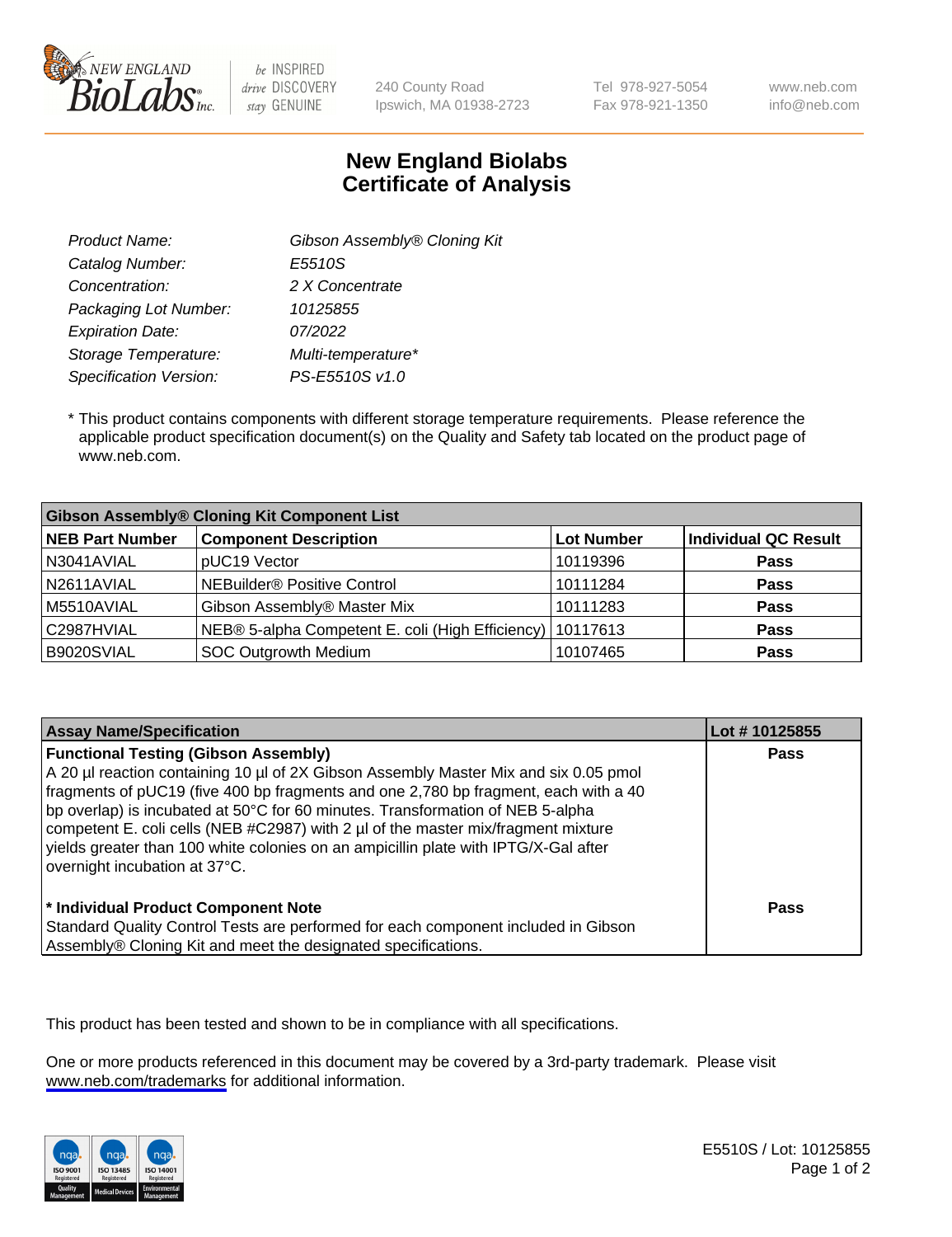# New England Biolabs
# Certificate of Analysis

| | |
|---|---|
| *Product Name:* | *Gibson Assembly® Cloning Kit* |
| *Catalog Number:* | *E5510S* |
| *Concentration:* | *2 X Concentrate* |
| *Packaging Lot Number:* | *10125855* |
| *Expiration Date:* | *07/2022* |
| *Storage Temperature:* | *Multi-temperature** |
| *Specification Version:* | *PS-E5510S v1.0* |

* This product contains components with different storage temperature requirements. Please reference the applicable product specification document(s) on the Quality and Safety tab located on the product page of www.neb.com.

| Gibson Assembly® Cloning Kit Component List | | | |
|---|---|---|---|
| **NEB Part Number** | **Component Description** | **Lot Number** | **Individual QC Result** |
| N3041AVIAL | pUC19 Vector | 10119396 | **Pass** |
| N2611AVIAL | NEBuilder® Positive Control | 10111284 | **Pass** |
| M5510AVIAL | Gibson Assembly® Master Mix | 10111283 | **Pass** |
| C2987HVIAL | NEB® 5-alpha Competent E. coli (High Efficiency) | 10117613 | **Pass** |
| B9020SVIAL | SOC Outgrowth Medium | 10107465 | **Pass** |

| Assay Name/Specification | Lot # 10125855 |
|---|---|
| **Functional Testing (Gibson Assembly)**<br>A 20 µl reaction containing 10 µl of 2X Gibson Assembly Master Mix and six 0.05 pmol fragments of pUC19 (five 400 bp fragments and one 2,780 bp fragment, each with a 40 bp overlap) is incubated at 50°C for 60 minutes. Transformation of NEB 5-alpha competent E. coli cells (NEB #C2987) with 2 µl of the master mix/fragment mixture yields greater than 100 white colonies on an ampicillin plate with IPTG/X-Gal after overnight incubation at 37°C. | **Pass** |
| *** Individual Product Component Note**<br>Standard Quality Control Tests are performed for each component included in Gibson Assembly® Cloning Kit and meet the designated specifications. | **Pass** |

This product has been tested and shown to be in compliance with all specifications.

One or more products referenced in this document may be covered by a 3rd-party trademark. Please visit www.neb.com/trademarks for additional information.

E5510S / Lot: 10125855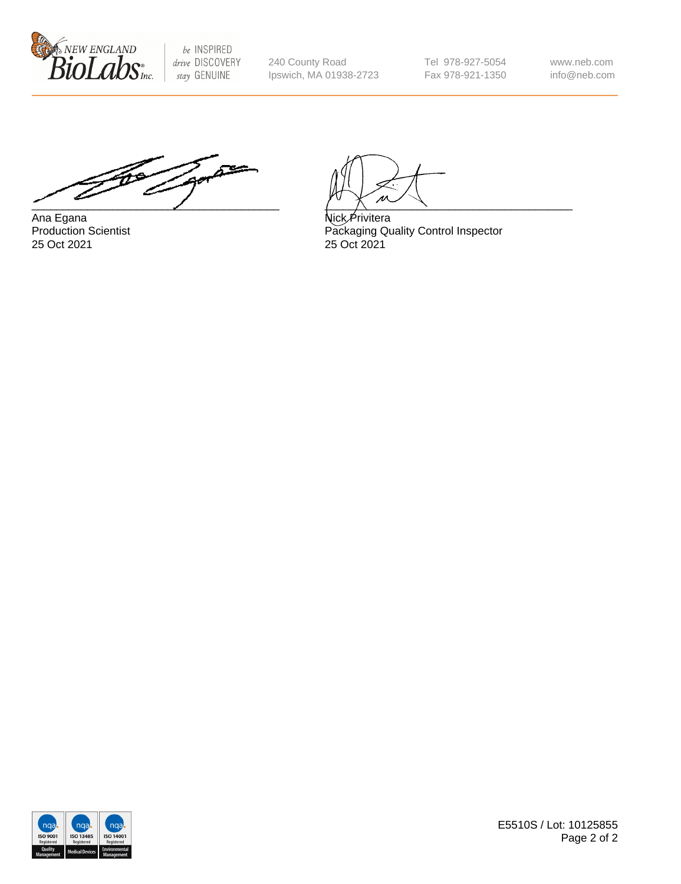Ana Egana
Production Scientist
25 Oct 2021

Nick Privitera
Packaging Quality Control Inspector
25 Oct 2021